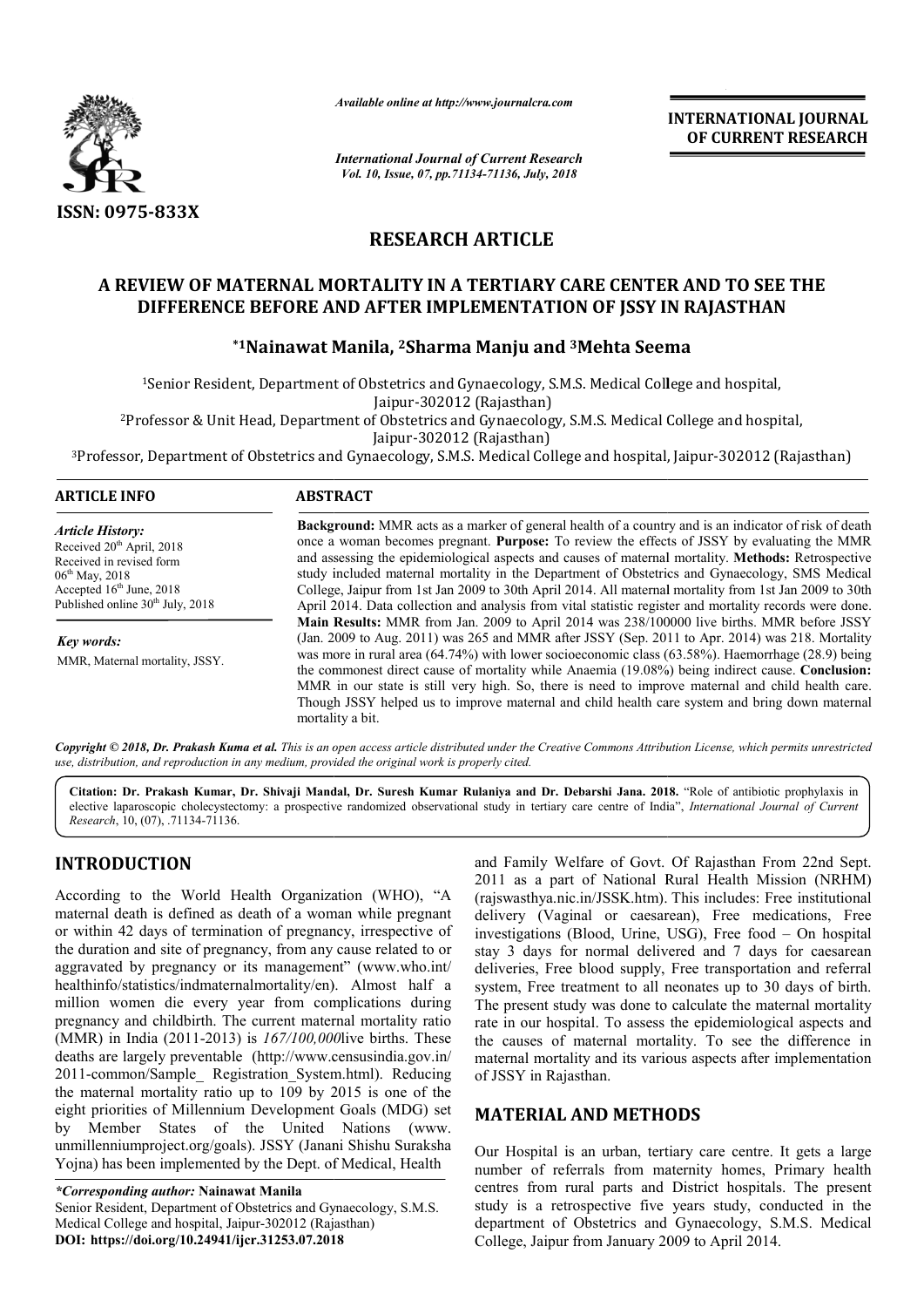*Available online at http://www.journalcra.com*

*International Journal of Current Research*
*Vol. 10, Issue, 07, pp.71134-71136, July, 2018*

**INTERNATIONAL JOURNAL OF CURRENT RESEARCH**

**ISSN: 0975-833X**

## RESEARCH ARTICLE

# A REVIEW OF MATERNAL MORTALITY IN A TERTIARY CARE CENTER AND TO SEE THE DIFFERENCE BEFORE AND AFTER IMPLEMENTATION OF JSSY IN RAJASTHAN

**\*[1]Nainawat Manila, [2]Sharma Manju and [3]Mehta Seema**

[1]Senior Resident, Department of Obstetrics and Gynaecology, S.M.S. Medical College and hospital, Jaipur-302012 (Rajasthan)

[2]Professor & Unit Head, Department of Obstetrics and Gynaecology, S.M.S. Medical College and hospital, Jaipur-302012 (Rajasthan)

[3]Professor, Department of Obstetrics and Gynaecology, S.M.S. Medical College and hospital, Jaipur-302012 (Rajasthan)

**ARTICLE INFO**

*Article History:*
Received 20th April, 2018
Received in revised form
06th May, 2018
Accepted 16th June, 2018
Published online 30th July, 2018

*Key words:*
MMR, Maternal mortality, JSSY.

**ABSTRACT**

**Background:** MMR acts as a marker of general health of a country and is an indicator of risk of death once a woman becomes pregnant. **Purpose:** To review the effects of JSSY by evaluating the MMR and assessing the epidemiological aspects and causes of maternal mortality. **Methods:** Retrospective study included maternal mortality in the Department of Obstetrics and Gynaecology, SMS Medical College, Jaipur from 1st Jan 2009 to 30th April 2014. All maternal mortality from 1st Jan 2009 to 30th April 2014. Data collection and analysis from vital statistic register and mortality records were done. **Main Results:** MMR from Jan. 2009 to April 2014 was 238/100000 live births. MMR before JSSY (Jan. 2009 to Aug. 2011) was 265 and MMR after JSSY (Sep. 2011 to Apr. 2014) was 218. Mortality was more in rural area (64.74%) with lower socioeconomic class (63.58%). Haemorrhage (28.9) being the commonest direct cause of mortality while Anaemia (19.08%) being indirect cause. **Conclusion:** MMR in our state is still very high. So, there is need to improve maternal and child health care. Though JSSY helped us to improve maternal and child health care system and bring down maternal mortality a bit.

***Copyright © 2018, Dr. Prakash Kuma et al.*** *This is an open access article distributed under the Creative Commons Attribution License, which permits unrestricted use, distribution, and reproduction in any medium, provided the original work is properly cited.*

**Citation: Dr. Prakash Kumar, Dr. Shivaji Mandal, Dr. Suresh Kumar Rulaniya and Dr. Debarshi Jana. 2018.** "Role of antibiotic prophylaxis in elective laparoscopic cholecystectomy: a prospective randomized observational study in tertiary care centre of India", *International Journal of Current Research*, 10, (07), .71134-71136.

## INTRODUCTION

According to the World Health Organization (WHO), "A maternal death is defined as death of a woman while pregnant or within 42 days of termination of pregnancy, irrespective of the duration and site of pregnancy, from any cause related to or aggravated by pregnancy or its management" (www.who.int/healthinfo/statistics/indmaternalmortality/en). Almost half a million women die every year from complications during pregnancy and childbirth. The current maternal mortality ratio (MMR) in India (2011-2013) is *167/100,000*live births. These deaths are largely preventable (http://www.censusindia.gov.in/2011-common/Sample_ Registration_System.html). Reducing the maternal mortality ratio up to 109 by 2015 is one of the eight priorities of Millennium Development Goals (MDG) set by Member States of the United Nations (www.unmillenniumproject.org/goals). JSSY (Janani Shishu Suraksha Yojna) has been implemented by the Dept. of Medical, Health and Family Welfare of Govt. Of Rajasthan From 22nd Sept. 2011 as a part of National Rural Health Mission (NRHM) (rajswasthya.nic.in/JSSK.htm). This includes: Free institutional delivery (Vaginal or caesarean), Free medications, Free investigations (Blood, Urine, USG), Free food – On hospital stay 3 days for normal delivered and 7 days for caesarean deliveries, Free blood supply, Free transportation and referral system, Free treatment to all neonates up to 30 days of birth. The present study was done to calculate the maternal mortality rate in our hospital. To assess the epidemiological aspects and the causes of maternal mortality. To see the difference in maternal mortality and its various aspects after implementation of JSSY in Rajasthan.

## MATERIAL AND METHODS

Our Hospital is an urban, tertiary care centre. It gets a large number of referrals from maternity homes, Primary health centres from rural parts and District hospitals. The present study is a retrospective five years study, conducted in the department of Obstetrics and Gynaecology, S.M.S. Medical College, Jaipur from January 2009 to April 2014.

*\*Corresponding author:* **Nainawat Manila**
Senior Resident, Department of Obstetrics and Gynaecology, S.M.S. Medical College and hospital, Jaipur-302012 (Rajasthan)
**DOI: https://doi.org/10.24941/ijcr.31253.07.2018**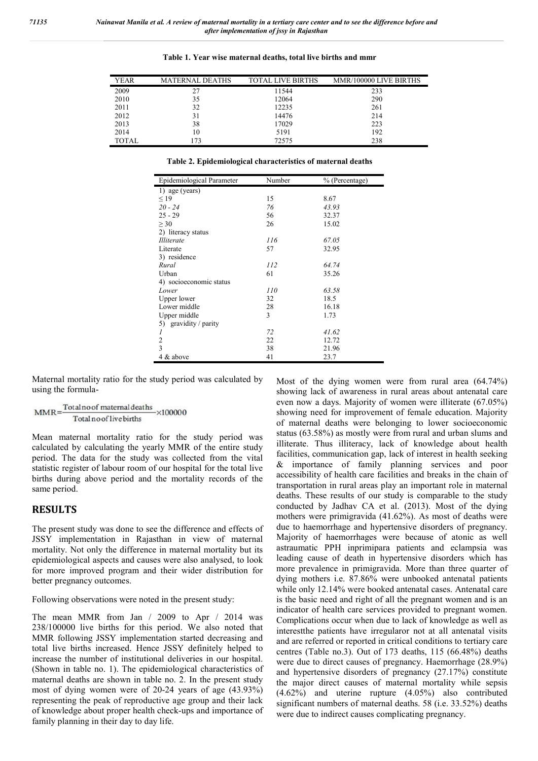**Table 1. Year wise maternal deaths, total live births and mmr**

| YEAR | MATERNAL DEATHS | TOTAL LIVE BIRTHS | MMR/100000 LIVE BIRTHS |
|---|---|---|---|
| 2009 | 27 | 11544 | 233 |
| 2010 | 35 | 12064 | 290 |
| 2011 | 32 | 12235 | 261 |
| 2012 | 31 | 14476 | 214 |
| 2013 | 38 | 17029 | 223 |
| 2014 | 10 | 5191 | 192 |
| TOTAL | 173 | 72575 | 238 |

**Table 2. Epidemiological characteristics of maternal deaths**

| Epidemiological Parameter | Number | % (Percentage) |
|---|---|---|
| 1) age (years) | | |
| ≤ 19 | 15 | 8.67 |
| *20 - 24* | *76* | *43.93* |
| 25 - 29 | 56 | 32.37 |
| ≥ 30 | 26 | 15.02 |
| 2) literacy status | | |
| *Illiterate* | *116* | *67.05* |
| Literate | 57 | 32.95 |
| 3) residence | | |
| *Rural* | *112* | *64.74* |
| Urban | 61 | 35.26 |
| 4) socioeconomic status | | |
| *Lower* | *110* | *63.58* |
| Upper lower | 32 | 18.5 |
| Lower middle | 28 | 16.18 |
| Upper middle | 3 | 1.73 |
| 5) gravidity / parity | | |
| *1* | *72* | *41.62* |
| 2 | 22 | 12.72 |
| 3 | 38 | 21.96 |
| 4 & above | 41 | 23.7 |

Maternal mortality ratio for the study period was calculated by using the formula-

$$MMR = \frac{\text{Total no of maternal deaths}}{\text{Total no of live births}} \times 100000$$

Mean maternal mortality ratio for the study period was calculated by calculating the yearly MMR of the entire study period. The data for the study was collected from the vital statistic register of labour room of our hospital for the total live births during above period and the mortality records of the same period.

## RESULTS

The present study was done to see the difference and effects of JSSY implementation in Rajasthan in view of maternal mortality. Not only the difference in maternal mortality but its epidemiological aspects and causes were also analysed, to look for more improved program and their wider distribution for better pregnancy outcomes.

Following observations were noted in the present study:

The mean MMR from Jan / 2009 to Apr / 2014 was 238/100000 live births for this period. We also noted that MMR following JSSY implementation started decreasing and total live births increased. Hence JSSY definitely helped to increase the number of institutional deliveries in our hospital. (Shown in table no. 1). The epidemiological characteristics of maternal deaths are shown in table no. 2. In the present study most of dying women were of 20-24 years of age (43.93%) representing the peak of reproductive age group and their lack of knowledge about proper health check-ups and importance of family planning in their day to day life.

Most of the dying women were from rural area (64.74%) showing lack of awareness in rural areas about antenatal care even now a days. Majority of women were illiterate (67.05%) showing need for improvement of female education. Majority of maternal deaths were belonging to lower socioeconomic status (63.58%) as mostly were from rural and urban slums and illiterate. Thus illiteracy, lack of knowledge about health facilities, communication gap, lack of interest in health seeking & importance of family planning services and poor accessibility of health care facilities and breaks in the chain of transportation in rural areas play an important role in maternal deaths. These results of our study is comparable to the study conducted by Jadhav CA et al. (2013). Most of the dying mothers were primigravida (41.62%). As most of deaths were due to haemorrhage and hypertensive disorders of pregnancy. Majority of haemorrhages were because of atonic as well astraumatic PPH inprimipara patients and eclampsia was leading cause of death in hypertensive disorders which has more prevalence in primigravida. More than three quarter of dying mothers i.e. 87.86% were unbooked antenatal patients while only 12.14% were booked antenatal cases. Antenatal care is the basic need and right of all the pregnant women and is an indicator of health care services provided to pregnant women. Complications occur when due to lack of knowledge as well as interestthe patients have irregularor not at all antenatal visits and are referred or reported in critical conditions to tertiary care centres (Table no.3). Out of 173 deaths, 115 (66.48%) deaths were due to direct causes of pregnancy. Haemorrhage (28.9%) and hypertensive disorders of pregnancy (27.17%) constitute the major direct causes of maternal mortality while sepsis (4.62%) and uterine rupture (4.05%) also contributed significant numbers of maternal deaths. 58 (i.e. 33.52%) deaths were due to indirect causes complicating pregnancy.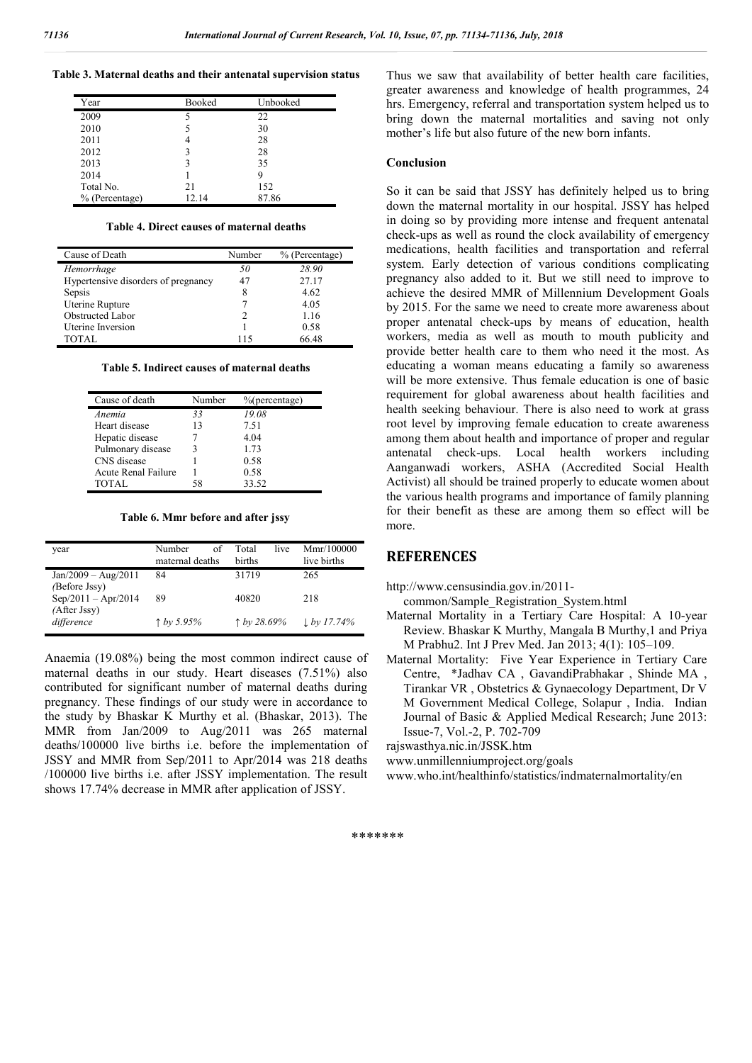**Table 3. Maternal deaths and their antenatal supervision status**

| Year | Booked | Unbooked |
|---|---|---|
| 2009 | 5 | 22 |
| 2010 | 5 | 30 |
| 2011 | 4 | 28 |
| 2012 | 3 | 28 |
| 2013 | 3 | 35 |
| 2014 | 1 | 9 |
| Total No. | 21 | 152 |
| % (Percentage) | 12.14 | 87.86 |

**Table 4. Direct causes of maternal deaths**

| Cause of Death | Number | % (Percentage) |
|---|---|---|
| *Hemorrhage* | *50* | *28.90* |
| Hypertensive disorders of pregnancy | 47 | 27.17 |
| Sepsis | 8 | 4.62 |
| Uterine Rupture | 7 | 4.05 |
| Obstructed Labor | 2 | 1.16 |
| Uterine Inversion | 1 | 0.58 |
| TOTAL | 115 | 66.48 |

**Table 5. Indirect causes of maternal deaths**

| Cause of death | Number | %(percentage) |
|---|---|---|
| *Anemia* | *33* | *19.08* |
| Heart disease | 13 | 7.51 |
| Hepatic disease | 7 | 4.04 |
| Pulmonary disease | 3 | 1.73 |
| CNS disease | 1 | 0.58 |
| Acute Renal Failure | 1 | 0.58 |
| TOTAL | 58 | 33.52 |

**Table 6. Mmr before and after jssy**

| year | Number of maternal deaths | Total live births | Mmr/100000 live births |
|---|---|---|---|
| Jan/2009 – Aug/2011 *(Before Jssy)* | 84 | 31719 | 265 |
| Sep/2011 – Apr/2014 *(After Jssy)* | 89 | 40820 | 218 |
| *difference* | ↑ *by 5.95%* | ↑ *by 28.69%* | ↓ *by 17.74%* |

Anaemia (19.08%) being the most common indirect cause of maternal deaths in our study. Heart diseases (7.51%) also contributed for significant number of maternal deaths during pregnancy. These findings of our study were in accordance to the study by Bhaskar K Murthy et al. (Bhaskar, 2013). The MMR from Jan/2009 to Aug/2011 was 265 maternal deaths/100000 live births i.e. before the implementation of JSSY and MMR from Sep/2011 to Apr/2014 was 218 deaths /100000 live births i.e. after JSSY implementation. The result shows 17.74% decrease in MMR after application of JSSY.

Thus we saw that availability of better health care facilities, greater awareness and knowledge of health programmes, 24 hrs. Emergency, referral and transportation system helped us to bring down the maternal mortalities and saving not only mother's life but also future of the new born infants.

## Conclusion

So it can be said that JSSY has definitely helped us to bring down the maternal mortality in our hospital. JSSY has helped in doing so by providing more intense and frequent antenatal check-ups as well as round the clock availability of emergency medications, health facilities and transportation and referral system. Early detection of various conditions complicating pregnancy also added to it. But we still need to improve to achieve the desired MMR of Millennium Development Goals by 2015. For the same we need to create more awareness about proper antenatal check-ups by means of education, health workers, media as well as mouth to mouth publicity and provide better health care to them who need it the most. As educating a woman means educating a family so awareness will be more extensive. Thus female education is one of basic requirement for global awareness about health facilities and health seeking behaviour. There is also need to work at grass root level by improving female education to create awareness among them about health and importance of proper and regular antenatal check-ups. Local health workers including Aanganwadi workers, ASHA (Accredited Social Health Activist) all should be trained properly to educate women about the various health programs and importance of family planning for their benefit as these are among them so effect will be more.

## REFERENCES

http://www.censusindia.gov.in/2011-common/Sample_Registration_System.html

Maternal Mortality in a Tertiary Care Hospital: A 10-year Review. Bhaskar K Murthy, Mangala B Murthy,1 and Priya M Prabhu2. Int J Prev Med. Jan 2013; 4(1): 105–109.

Maternal Mortality: Five Year Experience in Tertiary Care Centre, *Jadhav CA , GavandiPrabhakar , Shinde MA , Tirankar VR , Obstetrics & Gynaecology Department, Dr V M Government Medical College, Solapur , India. Indian Journal of Basic & Applied Medical Research; June 2013: Issue-7, Vol.-2, P. 702-709

rajswasthya.nic.in/JSSK.htm

www.unmillenniumproject.org/goals

www.who.int/healthinfo/statistics/indmaternalmortality/en

*******